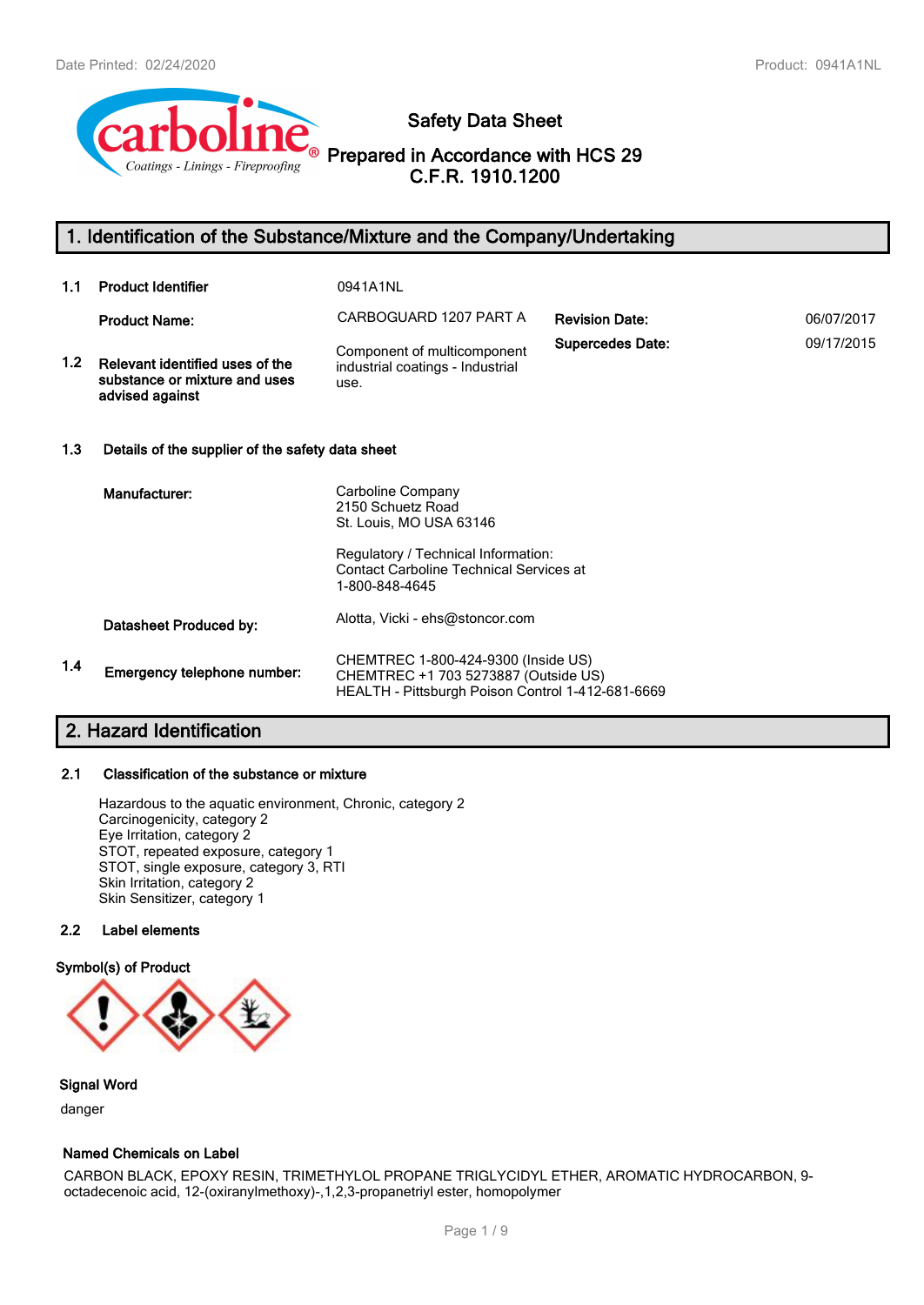# Safety Data Sheet

## Prepared in Accordance with HCS 29 C.F.R. 1910.1200

## 1. Identification of the Substance/Mixture and the Company/Undertaking

**1.1 Product Identifier** 0941A1NL

**Product Name:** CARBOGUARD 1207 PART A

**Revision Date:** 06/07/2017

**Supercedes Date:** 09/17/2015

**1.2 Relevant identified uses of the substance or mixture and uses advised against**

Component of multicomponent industrial coatings - Industrial use.

### 1.3 Details of the supplier of the safety data sheet

**Manufacturer:**

Carboline Company
2150 Schuetz Road
St. Louis, MO USA 63146

Regulatory / Technical Information:
Contact Carboline Technical Services at 1-800-848-4645

**Datasheet Produced by:** Alotta, Vicki - ehs@stoncor.com

**1.4 Emergency telephone number:**

CHEMTREC 1-800-424-9300 (Inside US)
CHEMTREC +1 703 5273887 (Outside US)
HEALTH - Pittsburgh Poison Control 1-412-681-6669

## 2. Hazard Identification

### 2.1 Classification of the substance or mixture

Hazardous to the aquatic environment, Chronic, category 2
Carcinogenicity, category 2
Eye Irritation, category 2
STOT, repeated exposure, category 1
STOT, single exposure, category 3, RTI
Skin Irritation, category 2
Skin Sensitizer, category 1

### 2.2 Label elements

**Symbol(s) of Product**

**Signal Word**

danger

**Named Chemicals on Label**

CARBON BLACK, EPOXY RESIN, TRIMETHYLOL PROPANE TRIGLYCIDYL ETHER, AROMATIC HYDROCARBON, 9-octadecenoic acid, 12-(oxiranylmethoxy)-,1,2,3-propanetriyl ester, homopolymer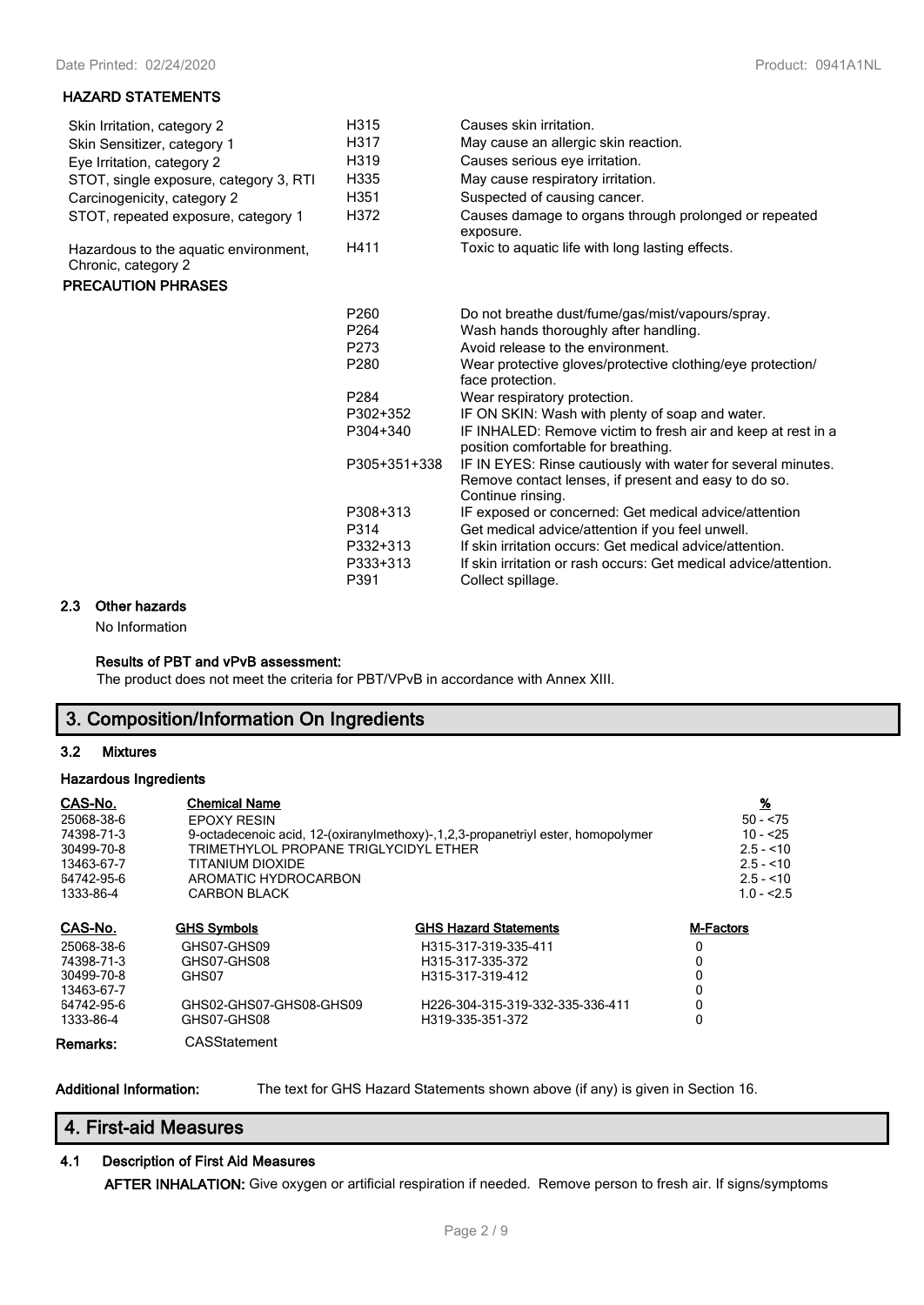### HAZARD STATEMENTS

| | | |
|---|---|---|
| Skin Irritation, category 2 | H315 | Causes skin irritation. |
| Skin Sensitizer, category 1 | H317 | May cause an allergic skin reaction. |
| Eye Irritation, category 2 | H319 | Causes serious eye irritation. |
| STOT, single exposure, category 3, RTI | H335 | May cause respiratory irritation. |
| Carcinogenicity, category 2 | H351 | Suspected of causing cancer. |
| STOT, repeated exposure, category 1 | H372 | Causes damage to organs through prolonged or repeated exposure. |
| Hazardous to the aquatic environment, Chronic, category 2 | H411 | Toxic to aquatic life with long lasting effects. |

### PRECAUTION PHRASES

| | |
|---|---|
| P260 | Do not breathe dust/fume/gas/mist/vapours/spray. |
| P264 | Wash hands thoroughly after handling. |
| P273 | Avoid release to the environment. |
| P280 | Wear protective gloves/protective clothing/eye protection/ face protection. |
| P284 | Wear respiratory protection. |
| P302+352 | IF ON SKIN: Wash with plenty of soap and water. |
| P304+340 | IF INHALED: Remove victim to fresh air and keep at rest in a position comfortable for breathing. |
| P305+351+338 | IF IN EYES: Rinse cautiously with water for several minutes. Remove contact lenses, if present and easy to do so. Continue rinsing. |
| P308+313 | IF exposed or concerned: Get medical advice/attention |
| P314 | Get medical advice/attention if you feel unwell. |
| P332+313 | If skin irritation occurs: Get medical advice/attention. |
| P333+313 | If skin irritation or rash occurs: Get medical advice/attention. |
| P391 | Collect spillage. |

### 2.3 Other hazards

No Information

**Results of PBT and vPvB assessment:**

The product does not meet the criteria for PBT/VPvB in accordance with Annex XIII.

## 3. Composition/Information On Ingredients

### 3.2 Mixtures

**Hazardous Ingredients**

| CAS-No. | Chemical Name | % |
|---|---|---|
| 25068-38-6 | EPOXY RESIN | 50 - <75 |
| 74398-71-3 | 9-octadecenoic acid, 12-(oxiranylmethoxy)-,1,2,3-propanetriyl ester, homopolymer | 10 - <25 |
| 30499-70-8 | TRIMETHYLOL PROPANE TRIGLYCIDYL ETHER | 2.5 - <10 |
| 13463-67-7 | TITANIUM DIOXIDE | 2.5 - <10 |
| 64742-95-6 | AROMATIC HYDROCARBON | 2.5 - <10 |
| 1333-86-4 | CARBON BLACK | 1.0 - <2.5 |

| CAS-No. | GHS Symbols | GHS Hazard Statements | M-Factors |
|---|---|---|---|
| 25068-38-6 | GHS07-GHS09 | H315-317-319-335-411 | 0 |
| 74398-71-3 | GHS07-GHS08 | H315-317-335-372 | 0 |
| 30499-70-8 | GHS07 | H315-317-319-412 | 0 |
| 13463-67-7 | | | 0 |
| 64742-95-6 | GHS02-GHS07-GHS08-GHS09 | H226-304-315-319-332-335-336-411 | 0 |
| 1333-86-4 | GHS07-GHS08 | H319-335-351-372 | 0 |

**Remarks:** CASStatement

**Additional Information:** The text for GHS Hazard Statements shown above (if any) is given in Section 16.

## 4. First-aid Measures

### 4.1 Description of First Aid Measures

**AFTER INHALATION:** Give oxygen or artificial respiration if needed. Remove person to fresh air. If signs/symptoms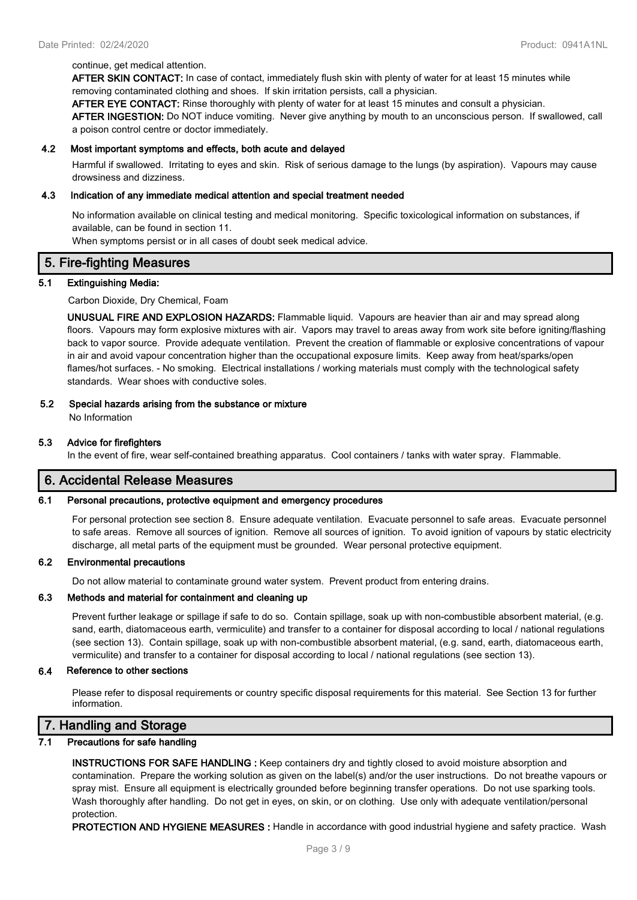continue, get medical attention.

**AFTER SKIN CONTACT:** In case of contact, immediately flush skin with plenty of water for at least 15 minutes while removing contaminated clothing and shoes. If skin irritation persists, call a physician.

**AFTER EYE CONTACT:** Rinse thoroughly with plenty of water for at least 15 minutes and consult a physician.

**AFTER INGESTION:** Do NOT induce vomiting. Never give anything by mouth to an unconscious person. If swallowed, call a poison control centre or doctor immediately.

### 4.2 Most important symptoms and effects, both acute and delayed

Harmful if swallowed. Irritating to eyes and skin. Risk of serious damage to the lungs (by aspiration). Vapours may cause drowsiness and dizziness.

### 4.3 Indication of any immediate medical attention and special treatment needed

No information available on clinical testing and medical monitoring. Specific toxicological information on substances, if available, can be found in section 11.

When symptoms persist or in all cases of doubt seek medical advice.

## 5. Fire-fighting Measures

### 5.1 Extinguishing Media:

Carbon Dioxide, Dry Chemical, Foam

**UNUSUAL FIRE AND EXPLOSION HAZARDS:** Flammable liquid. Vapours are heavier than air and may spread along floors. Vapours may form explosive mixtures with air. Vapors may travel to areas away from work site before igniting/flashing back to vapor source. Provide adequate ventilation. Prevent the creation of flammable or explosive concentrations of vapour in air and avoid vapour concentration higher than the occupational exposure limits. Keep away from heat/sparks/open flames/hot surfaces. - No smoking. Electrical installations / working materials must comply with the technological safety standards. Wear shoes with conductive soles.

### 5.2 Special hazards arising from the substance or mixture

No Information

### 5.3 Advice for firefighters

In the event of fire, wear self-contained breathing apparatus. Cool containers / tanks with water spray. Flammable.

## 6. Accidental Release Measures

### 6.1 Personal precautions, protective equipment and emergency procedures

For personal protection see section 8. Ensure adequate ventilation. Evacuate personnel to safe areas. Evacuate personnel to safe areas. Remove all sources of ignition. Remove all sources of ignition. To avoid ignition of vapours by static electricity discharge, all metal parts of the equipment must be grounded. Wear personal protective equipment.

### 6.2 Environmental precautions

Do not allow material to contaminate ground water system. Prevent product from entering drains.

### 6.3 Methods and material for containment and cleaning up

Prevent further leakage or spillage if safe to do so. Contain spillage, soak up with non-combustible absorbent material, (e.g. sand, earth, diatomaceous earth, vermiculite) and transfer to a container for disposal according to local / national regulations (see section 13). Contain spillage, soak up with non-combustible absorbent material, (e.g. sand, earth, diatomaceous earth, vermiculite) and transfer to a container for disposal according to local / national regulations (see section 13).

### 6.4 Reference to other sections

Please refer to disposal requirements or country specific disposal requirements for this material. See Section 13 for further information.

## 7. Handling and Storage

### 7.1 Precautions for safe handling

**INSTRUCTIONS FOR SAFE HANDLING :** Keep containers dry and tightly closed to avoid moisture absorption and contamination. Prepare the working solution as given on the label(s) and/or the user instructions. Do not breathe vapours or spray mist. Ensure all equipment is electrically grounded before beginning transfer operations. Do not use sparking tools. Wash thoroughly after handling. Do not get in eyes, on skin, or on clothing. Use only with adequate ventilation/personal protection.

**PROTECTION AND HYGIENE MEASURES :** Handle in accordance with good industrial hygiene and safety practice. Wash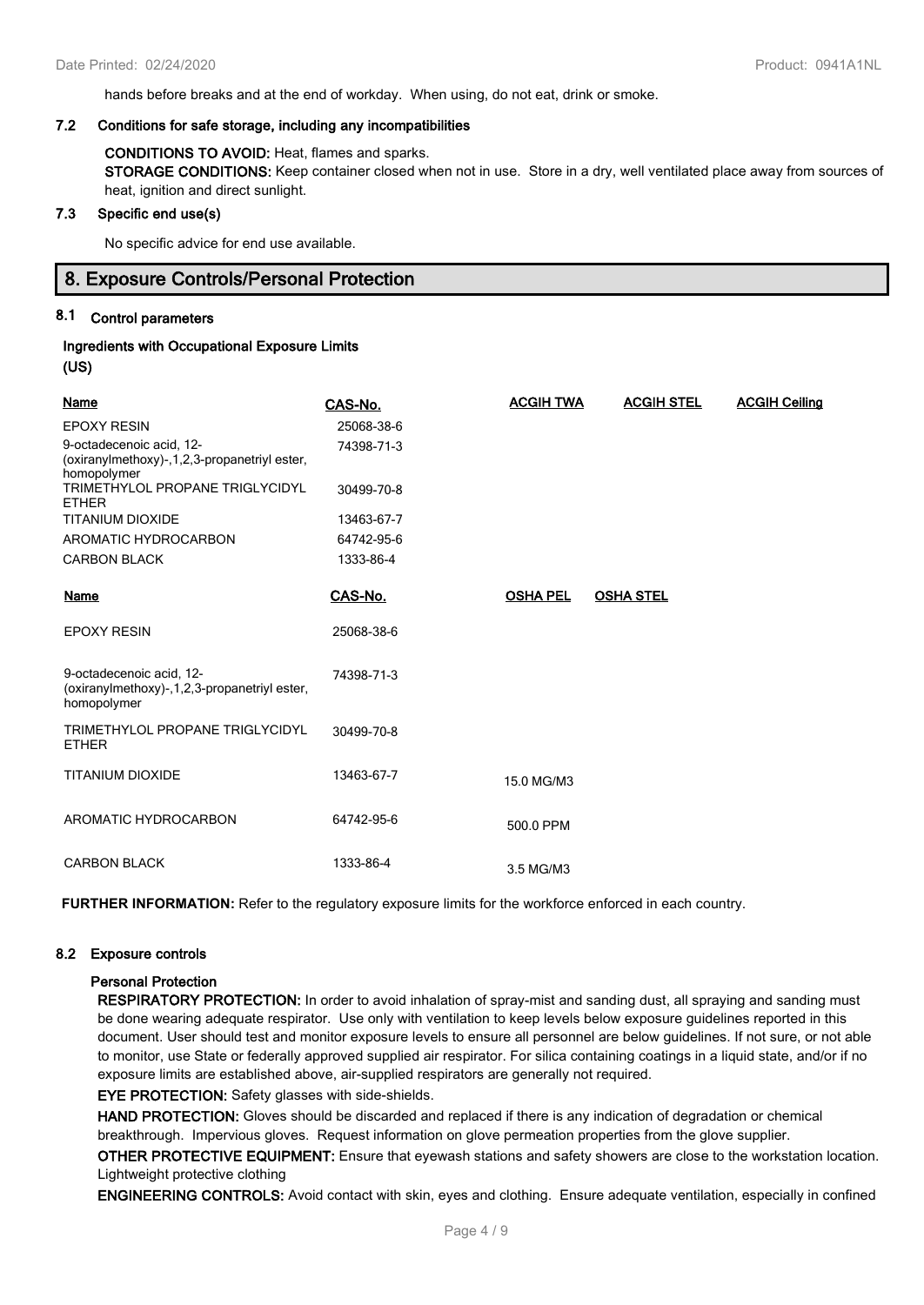hands before breaks and at the end of workday. When using, do not eat, drink or smoke.

### 7.2 Conditions for safe storage, including any incompatibilities

**CONDITIONS TO AVOID:** Heat, flames and sparks.

**STORAGE CONDITIONS:** Keep container closed when not in use. Store in a dry, well ventilated place away from sources of heat, ignition and direct sunlight.

### 7.3 Specific end use(s)

No specific advice for end use available.

## 8. Exposure Controls/Personal Protection

### 8.1 Control parameters

**Ingredients with Occupational Exposure Limits (US)**

| Name | CAS-No. | ACGIH TWA | ACGIH STEL | ACGIH Ceiling |
|---|---|---|---|---|
| EPOXY RESIN | 25068-38-6 | | | |
| 9-octadecenoic acid, 12-(oxiranylmethoxy)-,1,2,3-propanetriyl ester, homopolymer | 74398-71-3 | | | |
| TRIMETHYLOL PROPANE TRIGLYCIDYL ETHER | 30499-70-8 | | | |
| TITANIUM DIOXIDE | 13463-67-7 | | | |
| AROMATIC HYDROCARBON | 64742-95-6 | | | |
| CARBON BLACK | 1333-86-4 | | | |

| Name | CAS-No. | OSHA PEL | OSHA STEL |
|---|---|---|---|
| EPOXY RESIN | 25068-38-6 | | |
| 9-octadecenoic acid, 12-(oxiranylmethoxy)-,1,2,3-propanetriyl ester, homopolymer | 74398-71-3 | | |
| TRIMETHYLOL PROPANE TRIGLYCIDYL ETHER | 30499-70-8 | | |
| TITANIUM DIOXIDE | 13463-67-7 | 15.0 MG/M3 | |
| AROMATIC HYDROCARBON | 64742-95-6 | 500.0 PPM | |
| CARBON BLACK | 1333-86-4 | 3.5 MG/M3 | |

**FURTHER INFORMATION:** Refer to the regulatory exposure limits for the workforce enforced in each country.

### 8.2 Exposure controls

**Personal Protection**

**RESPIRATORY PROTECTION:** In order to avoid inhalation of spray-mist and sanding dust, all spraying and sanding must be done wearing adequate respirator. Use only with ventilation to keep levels below exposure guidelines reported in this document. User should test and monitor exposure levels to ensure all personnel are below guidelines. If not sure, or not able to monitor, use State or federally approved supplied air respirator. For silica containing coatings in a liquid state, and/or if no exposure limits are established above, air-supplied respirators are generally not required.

**EYE PROTECTION:** Safety glasses with side-shields.

**HAND PROTECTION:** Gloves should be discarded and replaced if there is any indication of degradation or chemical breakthrough. Impervious gloves. Request information on glove permeation properties from the glove supplier.

**OTHER PROTECTIVE EQUIPMENT:** Ensure that eyewash stations and safety showers are close to the workstation location. Lightweight protective clothing

**ENGINEERING CONTROLS:** Avoid contact with skin, eyes and clothing. Ensure adequate ventilation, especially in confined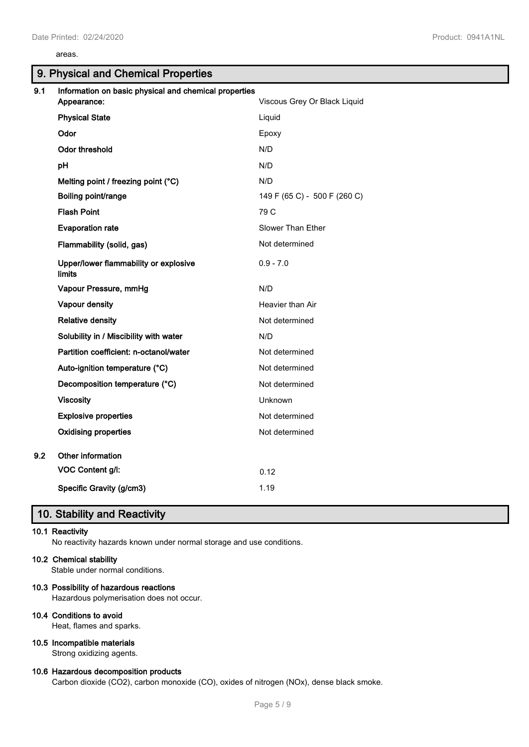areas.

## 9. Physical and Chemical Properties

### 9.1 Information on basic physical and chemical properties

| Property | Value |
|---|---|
| **Appearance:** | Viscous Grey Or Black Liquid |
| **Physical State** | Liquid |
| **Odor** | Epoxy |
| **Odor threshold** | N/D |
| **pH** | N/D |
| **Melting point / freezing point (°C)** | N/D |
| **Boiling point/range** | 149 F (65 C) - 500 F (260 C) |
| **Flash Point** | 79 C |
| **Evaporation rate** | Slower Than Ether |
| **Flammability (solid, gas)** | Not determined |
| **Upper/lower flammability or explosive limits** | 0.9 - 7.0 |
| **Vapour Pressure, mmHg** | N/D |
| **Vapour density** | Heavier than Air |
| **Relative density** | Not determined |
| **Solubility in / Miscibility with water** | N/D |
| **Partition coefficient: n-octanol/water** | Not determined |
| **Auto-ignition temperature (°C)** | Not determined |
| **Decomposition temperature (°C)** | Not determined |
| **Viscosity** | Unknown |
| **Explosive properties** | Not determined |
| **Oxidising properties** | Not determined |

### 9.2 Other information

| Property | Value |
|---|---|
| **VOC Content g/l:** | 0.12 |
| **Specific Gravity (g/cm3)** | 1.19 |

## 10. Stability and Reactivity

**10.1 Reactivity**

No reactivity hazards known under normal storage and use conditions.

**10.2 Chemical stability**

Stable under normal conditions.

**10.3 Possibility of hazardous reactions**

Hazardous polymerisation does not occur.

**10.4 Conditions to avoid**

Heat, flames and sparks.

**10.5 Incompatible materials**

Strong oxidizing agents.

**10.6 Hazardous decomposition products**

Carbon dioxide ($CO_2$), carbon monoxide (CO), oxides of nitrogen ($NO_x$), dense black smoke.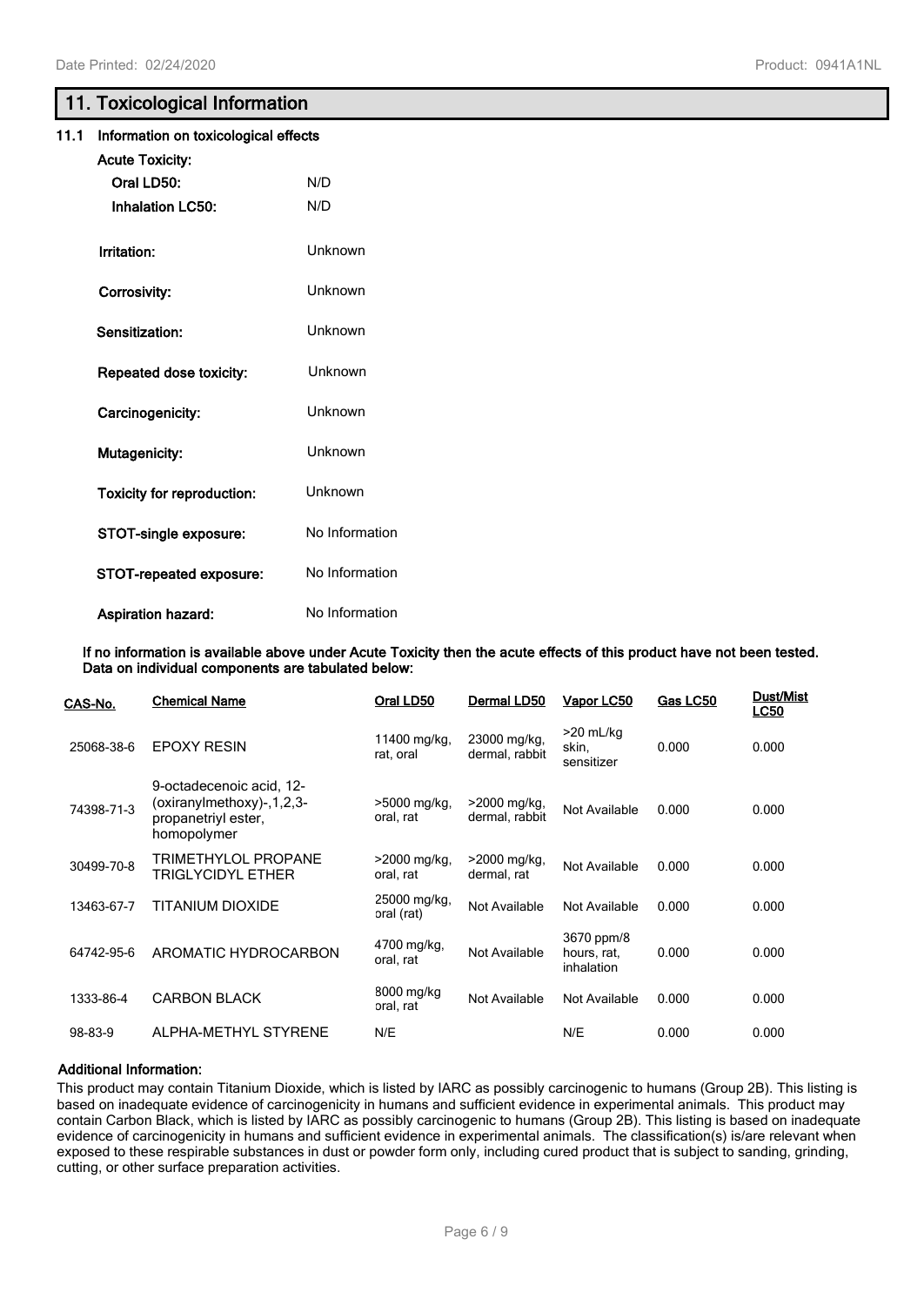# 11. Toxicological Information

## 11.1 Information on toxicological effects

**Acute Toxicity:**

| | |
|---|---|
| **Oral LD50:** | N/D |
| **Inhalation LC50:** | N/D |
| **Irritation:** | Unknown |
| **Corrosivity:** | Unknown |
| **Sensitization:** | Unknown |
| **Repeated dose toxicity:** | Unknown |
| **Carcinogenicity:** | Unknown |
| **Mutagenicity:** | Unknown |
| **Toxicity for reproduction:** | Unknown |
| **STOT-single exposure:** | No Information |
| **STOT-repeated exposure:** | No Information |
| **Aspiration hazard:** | No Information |

**If no information is available above under Acute Toxicity then the acute effects of this product have not been tested. Data on individual components are tabulated below:**

| CAS-No. | Chemical Name | Oral LD50 | Dermal LD50 | Vapor LC50 | Gas LC50 | Dust/Mist LC50 |
|---|---|---|---|---|---|---|
| 25068-38-6 | EPOXY RESIN | 11400 mg/kg, rat, oral | 23000 mg/kg, dermal, rabbit | >20 mL/kg skin, sensitizer | 0.000 | 0.000 |
| 74398-71-3 | 9-octadecenoic acid, 12-(oxiranylmethoxy)-,1,2,3-propanetriyl ester, homopolymer | >5000 mg/kg, oral, rat | >2000 mg/kg, dermal, rabbit | Not Available | 0.000 | 0.000 |
| 30499-70-8 | TRIMETHYLOL PROPANE TRIGLYCIDYL ETHER | >2000 mg/kg, oral, rat | >2000 mg/kg, dermal, rat | Not Available | 0.000 | 0.000 |
| 13463-67-7 | TITANIUM DIOXIDE | 25000 mg/kg, oral (rat) | Not Available | Not Available | 0.000 | 0.000 |
| 64742-95-6 | AROMATIC HYDROCARBON | 4700 mg/kg, oral, rat | Not Available | 3670 ppm/8 hours, rat, inhalation | 0.000 | 0.000 |
| 1333-86-4 | CARBON BLACK | 8000 mg/kg oral, rat | Not Available | Not Available | 0.000 | 0.000 |
| 98-83-9 | ALPHA-METHYL STYRENE | N/E | | N/E | 0.000 | 0.000 |

**Additional Information:**

This product may contain Titanium Dioxide, which is listed by IARC as possibly carcinogenic to humans (Group 2B). This listing is based on inadequate evidence of carcinogenicity in humans and sufficient evidence in experimental animals. This product may contain Carbon Black, which is listed by IARC as possibly carcinogenic to humans (Group 2B). This listing is based on inadequate evidence of carcinogenicity in humans and sufficient evidence in experimental animals. The classification(s) is/are relevant when exposed to these respirable substances in dust or powder form only, including cured product that is subject to sanding, grinding, cutting, or other surface preparation activities.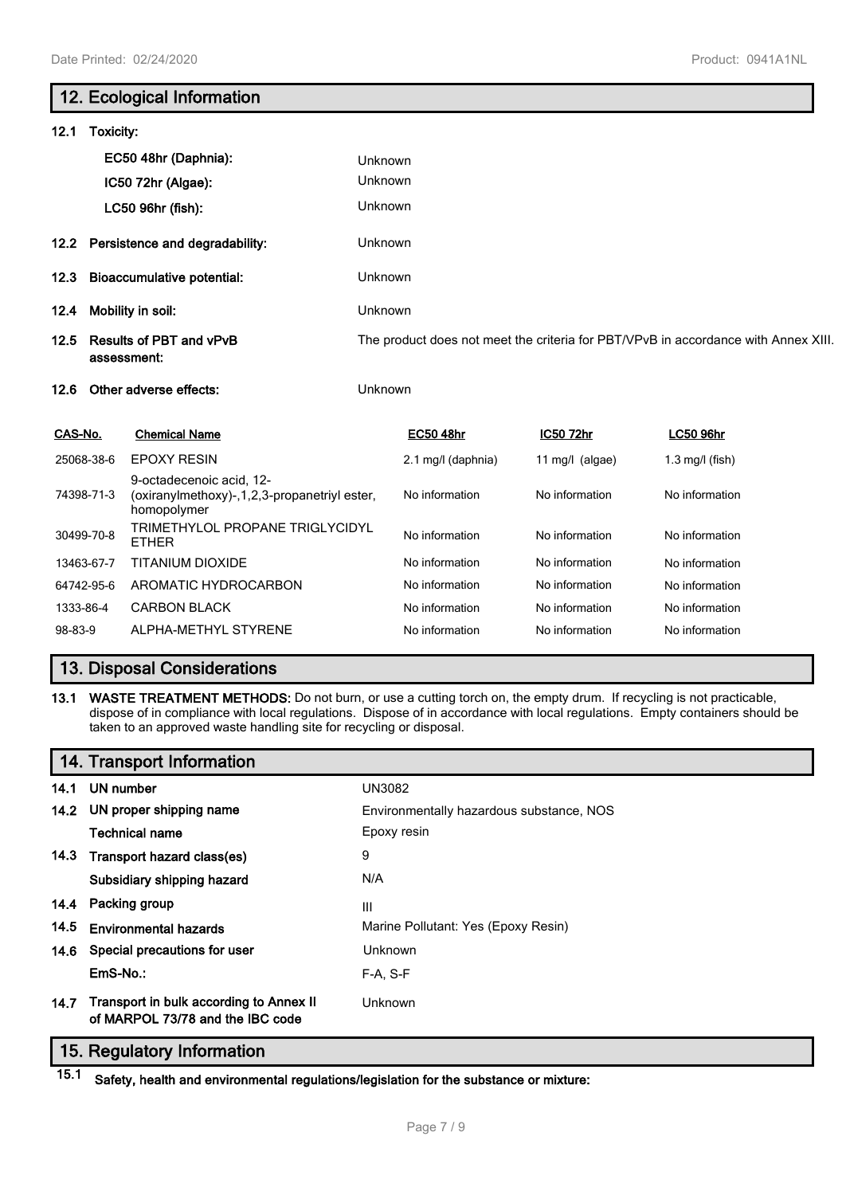## 12. Ecological Information

**12.1 Toxicity:**

| | |
|---|---|
| **EC50 48hr (Daphnia):** | Unknown |
| **IC50 72hr (Algae):** | Unknown |
| **LC50 96hr (fish):** | Unknown |

| | |
|---|---|
| **12.2 Persistence and degradability:** | Unknown |
| **12.3 Bioaccumulative potential:** | Unknown |
| **12.4 Mobility in soil:** | Unknown |
| **12.5 Results of PBT and vPvB assessment:** | The product does not meet the criteria for PBT/VPvB in accordance with Annex XIII. |
| **12.6 Other adverse effects:** | Unknown |

| CAS-No. | Chemical Name | EC50 48hr | IC50 72hr | LC50 96hr |
|---|---|---|---|---|
| 25068-38-6 | EPOXY RESIN | 2.1 mg/l (daphnia) | 11 mg/l (algae) | 1.3 mg/l (fish) |
| 74398-71-3 | 9-octadecenoic acid, 12-(oxiranylmethoxy)-,1,2,3-propanetriyl ester, homopolymer | No information | No information | No information |
| 30499-70-8 | TRIMETHYLOL PROPANE TRIGLYCIDYL ETHER | No information | No information | No information |
| 13463-67-7 | TITANIUM DIOXIDE | No information | No information | No information |
| 64742-95-6 | AROMATIC HYDROCARBON | No information | No information | No information |
| 1333-86-4 | CARBON BLACK | No information | No information | No information |
| 98-83-9 | ALPHA-METHYL STYRENE | No information | No information | No information |

## 13. Disposal Considerations

**13.1 WASTE TREATMENT METHODS:** Do not burn, or use a cutting torch on, the empty drum. If recycling is not practicable, dispose of in compliance with local regulations. Dispose of in accordance with local regulations. Empty containers should be taken to an approved waste handling site for recycling or disposal.

## 14. Transport Information

| | |
|---|---|
| **14.1 UN number** | UN3082 |
| **14.2 UN proper shipping name** | Environmentally hazardous substance, NOS |
| **Technical name** | Epoxy resin |
| **14.3 Transport hazard class(es)** | 9 |
| **Subsidiary shipping hazard** | N/A |
| **14.4 Packing group** | III |
| **14.5 Environmental hazards** | Marine Pollutant: Yes (Epoxy Resin) |
| **14.6 Special precautions for user** | Unknown |
| **EmS-No.:** | F-A, S-F |
| **14.7 Transport in bulk according to Annex II of MARPOL 73/78 and the IBC code** | Unknown |

## 15. Regulatory Information

**15.1 Safety, health and environmental regulations/legislation for the substance or mixture:**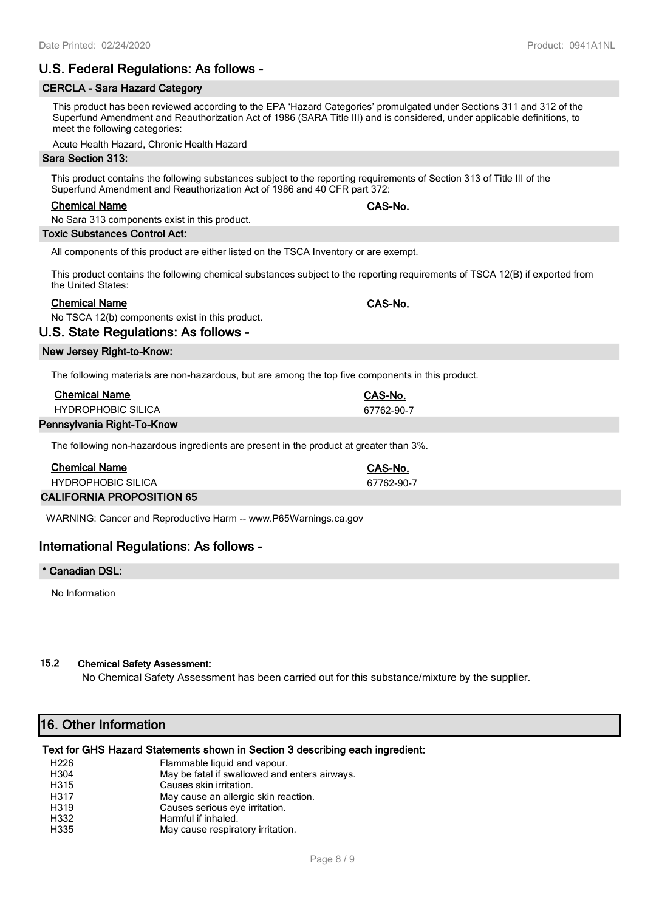## U.S. Federal Regulations: As follows -

### CERCLA - Sara Hazard Category

This product has been reviewed according to the EPA 'Hazard Categories' promulgated under Sections 311 and 312 of the Superfund Amendment and Reauthorization Act of 1986 (SARA Title III) and is considered, under applicable definitions, to meet the following categories:

Acute Health Hazard, Chronic Health Hazard

### Sara Section 313:

This product contains the following substances subject to the reporting requirements of Section 313 of Title III of the Superfund Amendment and Reauthorization Act of 1986 and 40 CFR part 372:

| Chemical Name | CAS-No. |
|---|---|
| No Sara 313 components exist in this product. | |

### Toxic Substances Control Act:

All components of this product are either listed on the TSCA Inventory or are exempt.

This product contains the following chemical substances subject to the reporting requirements of TSCA 12(B) if exported from the United States:

| Chemical Name | CAS-No. |
|---|---|
| No TSCA 12(b) components exist in this product. | |

## U.S. State Regulations: As follows -

### New Jersey Right-to-Know:

The following materials are non-hazardous, but are among the top five components in this product.

| Chemical Name | CAS-No. |
|---|---|
| HYDROPHOBIC SILICA | 67762-90-7 |

### Pennsylvania Right-To-Know

The following non-hazardous ingredients are present in the product at greater than 3%.

| Chemical Name | CAS-No. |
|---|---|
| HYDROPHOBIC SILICA | 67762-90-7 |

### CALIFORNIA PROPOSITION 65

WARNING: Cancer and Reproductive Harm -- www.P65Warnings.ca.gov

## International Regulations: As follows -

### * Canadian DSL:

No Information

### 15.2 Chemical Safety Assessment:

No Chemical Safety Assessment has been carried out for this substance/mixture by the supplier.

# 16. Other Information

**Text for GHS Hazard Statements shown in Section 3 describing each ingredient:**

| | |
|---|---|
| H226 | Flammable liquid and vapour. |
| H304 | May be fatal if swallowed and enters airways. |
| H315 | Causes skin irritation. |
| H317 | May cause an allergic skin reaction. |
| H319 | Causes serious eye irritation. |
| H332 | Harmful if inhaled. |
| H335 | May cause respiratory irritation. |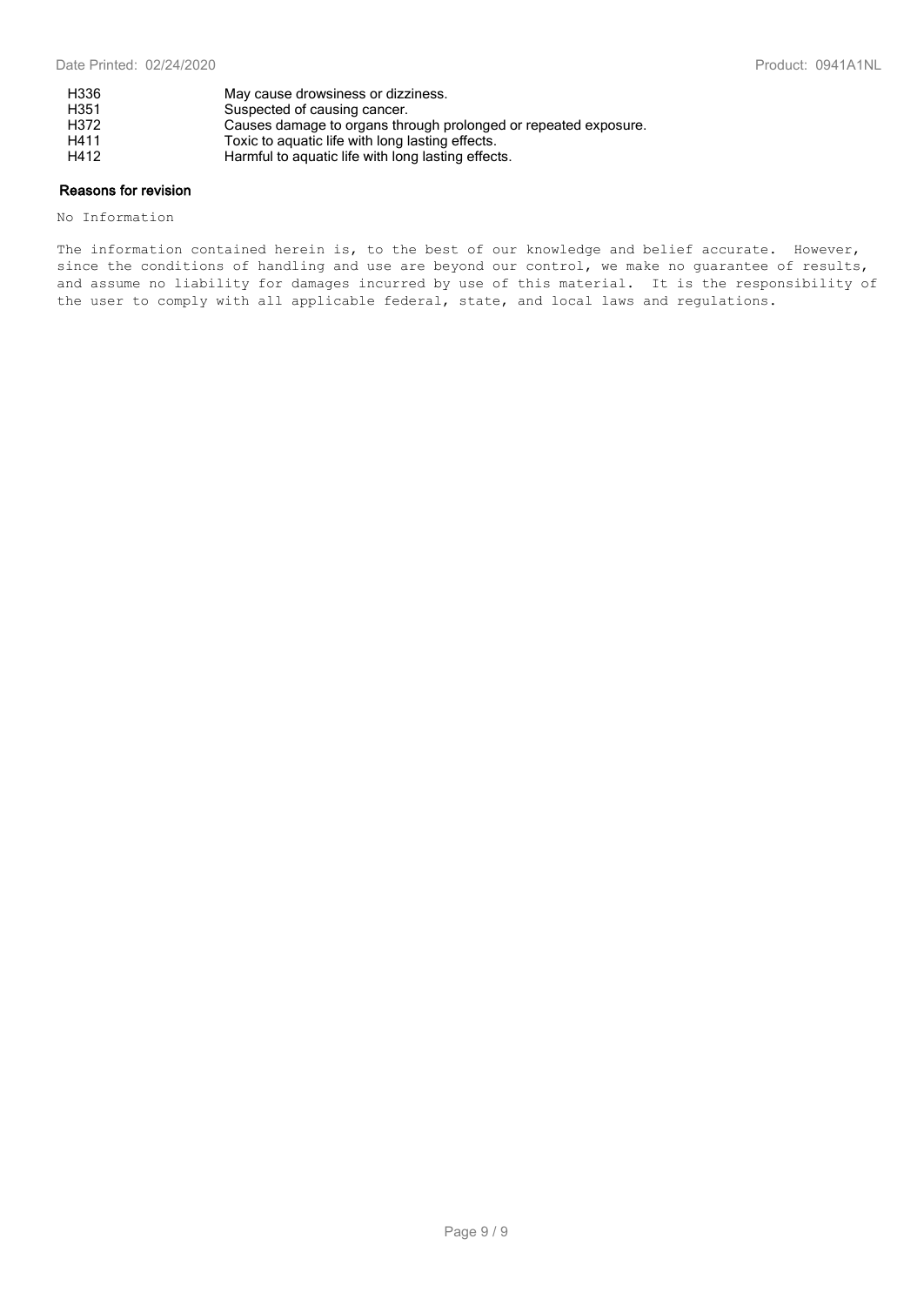| | |
|---|---|
| H336 | May cause drowsiness or dizziness. |
| H351 | Suspected of causing cancer. |
| H372 | Causes damage to organs through prolonged or repeated exposure. |
| H411 | Toxic to aquatic life with long lasting effects. |
| H412 | Harmful to aquatic life with long lasting effects. |

### Reasons for revision

No Information

The information contained herein is, to the best of our knowledge and belief accurate. However, since the conditions of handling and use are beyond our control, we make no guarantee of results, and assume no liability for damages incurred by use of this material. It is the responsibility of the user to comply with all applicable federal, state, and local laws and regulations.